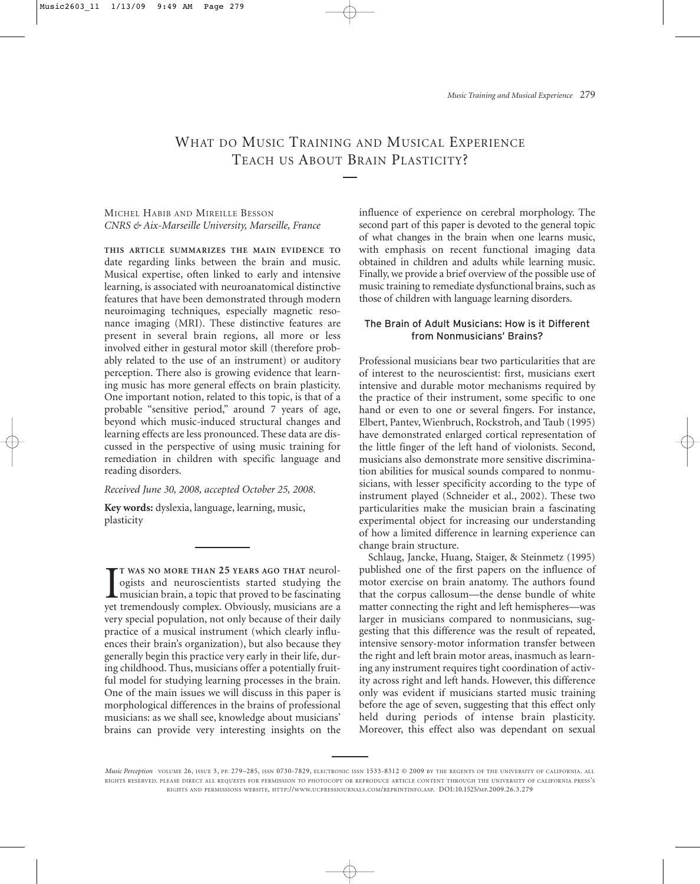# What do Music Training and Musical Experience Teach us About Brain Plasticity?

Michel Habib and Mireille Besson
*CNRS & Aix-Marseille University, Marseille, France*

**This article summarizes the main evidence to** date regarding links between the brain and music. Musical expertise, often linked to early and intensive learning, is associated with neuroanatomical distinctive features that have been demonstrated through modern neuroimaging techniques, especially magnetic resonance imaging (MRI). These distinctive features are present in several brain regions, all more or less involved either in gestural motor skill (therefore probably related to the use of an instrument) or auditory perception. There also is growing evidence that learning music has more general effects on brain plasticity. One important notion, related to this topic, is that of a probable "sensitive period," around 7 years of age, beyond which music-induced structural changes and learning effects are less pronounced. These data are discussed in the perspective of using music training for remediation in children with specific language and reading disorders.

*Received June 30, 2008, accepted October 25, 2008.*

**Key words:** dyslexia, language, learning, music, plasticity

It was no more than 25 years ago that neurologists and neuroscientists started studying the musician brain, a topic that proved to be fascinating yet tremendously complex. Obviously, musicians are a very special population, not only because of their daily practice of a musical instrument (which clearly influences their brain's organization), but also because they generally begin this practice very early in their life, during childhood. Thus, musicians offer a potentially fruitful model for studying learning processes in the brain. One of the main issues we will discuss in this paper is morphological differences in the brains of professional musicians: as we shall see, knowledge about musicians' brains can provide very interesting insights on the influence of experience on cerebral morphology. The second part of this paper is devoted to the general topic of what changes in the brain when one learns music, with emphasis on recent functional imaging data obtained in children and adults while learning music. Finally, we provide a brief overview of the possible use of music training to remediate dysfunctional brains, such as those of children with language learning disorders.

## The Brain of Adult Musicians: How is it Different from Nonmusicians' Brains?

Professional musicians bear two particularities that are of interest to the neuroscientist: first, musicians exert intensive and durable motor mechanisms required by the practice of their instrument, some specific to one hand or even to one or several fingers. For instance, Elbert, Pantev, Wienbruch, Rockstroh, and Taub (1995) have demonstrated enlarged cortical representation of the little finger of the left hand of violonists. Second, musicians also demonstrate more sensitive discrimination abilities for musical sounds compared to nonmusicians, with lesser specificity according to the type of instrument played (Schneider et al., 2002). These two particularities make the musician brain a fascinating experimental object for increasing our understanding of how a limited difference in learning experience can change brain structure.

Schlaug, Jancke, Huang, Staiger, & Steinmetz (1995) published one of the first papers on the influence of motor exercise on brain anatomy. The authors found that the corpus callosum—the dense bundle of white matter connecting the right and left hemispheres—was larger in musicians compared to nonmusicians, suggesting that this difference was the result of repeated, intensive sensory-motor information transfer between the right and left brain motor areas, inasmuch as learning any instrument requires tight coordination of activity across right and left hands. However, this difference only was evident if musicians started music training before the age of seven, suggesting that this effect only held during periods of intense brain plasticity. Moreover, this effect also was dependant on sexual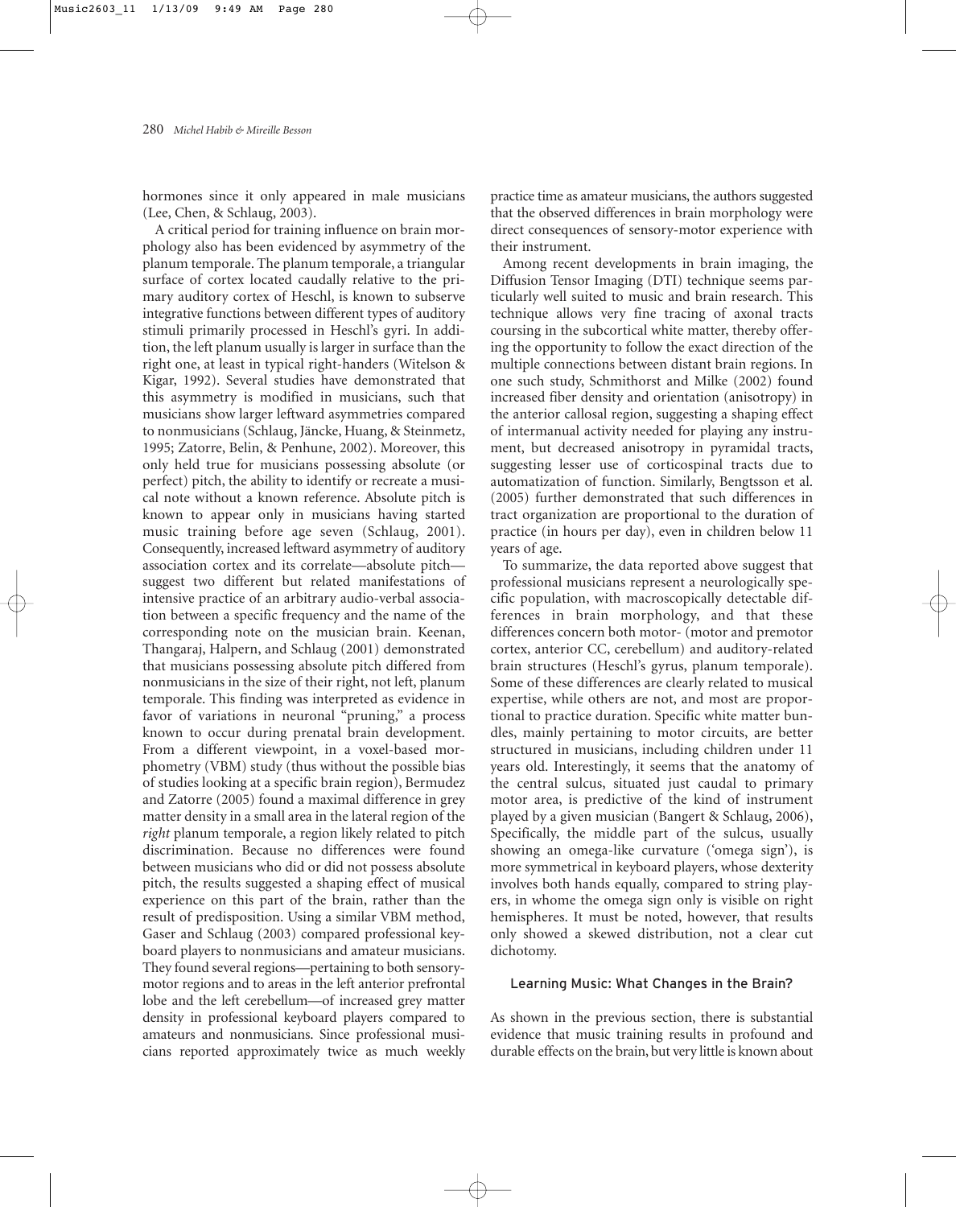hormones since it only appeared in male musicians (Lee, Chen, & Schlaug, 2003).

A critical period for training influence on brain morphology also has been evidenced by asymmetry of the planum temporale. The planum temporale, a triangular surface of cortex located caudally relative to the primary auditory cortex of Heschl, is known to subserve integrative functions between different types of auditory stimuli primarily processed in Heschl's gyri. In addition, the left planum usually is larger in surface than the right one, at least in typical right-handers (Witelson & Kigar, 1992). Several studies have demonstrated that this asymmetry is modified in musicians, such that musicians show larger leftward asymmetries compared to nonmusicians (Schlaug, Jäncke, Huang, & Steinmetz, 1995; Zatorre, Belin, & Penhune, 2002). Moreover, this only held true for musicians possessing absolute (or perfect) pitch, the ability to identify or recreate a musical note without a known reference. Absolute pitch is known to appear only in musicians having started music training before age seven (Schlaug, 2001). Consequently, increased leftward asymmetry of auditory association cortex and its correlate—absolute pitch—suggest two different but related manifestations of intensive practice of an arbitrary audio-verbal association between a specific frequency and the name of the corresponding note on the musician brain. Keenan, Thangaraj, Halpern, and Schlaug (2001) demonstrated that musicians possessing absolute pitch differed from nonmusicians in the size of their right, not left, planum temporale. This finding was interpreted as evidence in favor of variations in neuronal "pruning," a process known to occur during prenatal brain development. From a different viewpoint, in a voxel-based morphometry (VBM) study (thus without the possible bias of studies looking at a specific brain region), Bermudez and Zatorre (2005) found a maximal difference in grey matter density in a small area in the lateral region of the *right* planum temporale, a region likely related to pitch discrimination. Because no differences were found between musicians who did or did not possess absolute pitch, the results suggested a shaping effect of musical experience on this part of the brain, rather than the result of predisposition. Using a similar VBM method, Gaser and Schlaug (2003) compared professional keyboard players to nonmusicians and amateur musicians. They found several regions—pertaining to both sensory-motor regions and to areas in the left anterior prefrontal lobe and the left cerebellum—of increased grey matter density in professional keyboard players compared to amateurs and nonmusicians. Since professional musicians reported approximately twice as much weekly practice time as amateur musicians, the authors suggested that the observed differences in brain morphology were direct consequences of sensory-motor experience with their instrument.

Among recent developments in brain imaging, the Diffusion Tensor Imaging (DTI) technique seems particularly well suited to music and brain research. This technique allows very fine tracing of axonal tracts coursing in the subcortical white matter, thereby offering the opportunity to follow the exact direction of the multiple connections between distant brain regions. In one such study, Schmithorst and Milke (2002) found increased fiber density and orientation (anisotropy) in the anterior callosal region, suggesting a shaping effect of intermanual activity needed for playing any instrument, but decreased anisotropy in pyramidal tracts, suggesting lesser use of corticospinal tracts due to automatization of function. Similarly, Bengtsson et al. (2005) further demonstrated that such differences in tract organization are proportional to the duration of practice (in hours per day), even in children below 11 years of age.

To summarize, the data reported above suggest that professional musicians represent a neurologically specific population, with macroscopically detectable differences in brain morphology, and that these differences concern both motor- (motor and premotor cortex, anterior CC, cerebellum) and auditory-related brain structures (Heschl's gyrus, planum temporale). Some of these differences are clearly related to musical expertise, while others are not, and most are proportional to practice duration. Specific white matter bundles, mainly pertaining to motor circuits, are better structured in musicians, including children under 11 years old. Interestingly, it seems that the anatomy of the central sulcus, situated just caudal to primary motor area, is predictive of the kind of instrument played by a given musician (Bangert & Schlaug, 2006), Specifically, the middle part of the sulcus, usually showing an omega-like curvature ('omega sign'), is more symmetrical in keyboard players, whose dexterity involves both hands equally, compared to string players, in whome the omega sign only is visible on right hemispheres. It must be noted, however, that results only showed a skewed distribution, not a clear cut dichotomy.

## Learning Music: What Changes in the Brain?

As shown in the previous section, there is substantial evidence that music training results in profound and durable effects on the brain, but very little is known about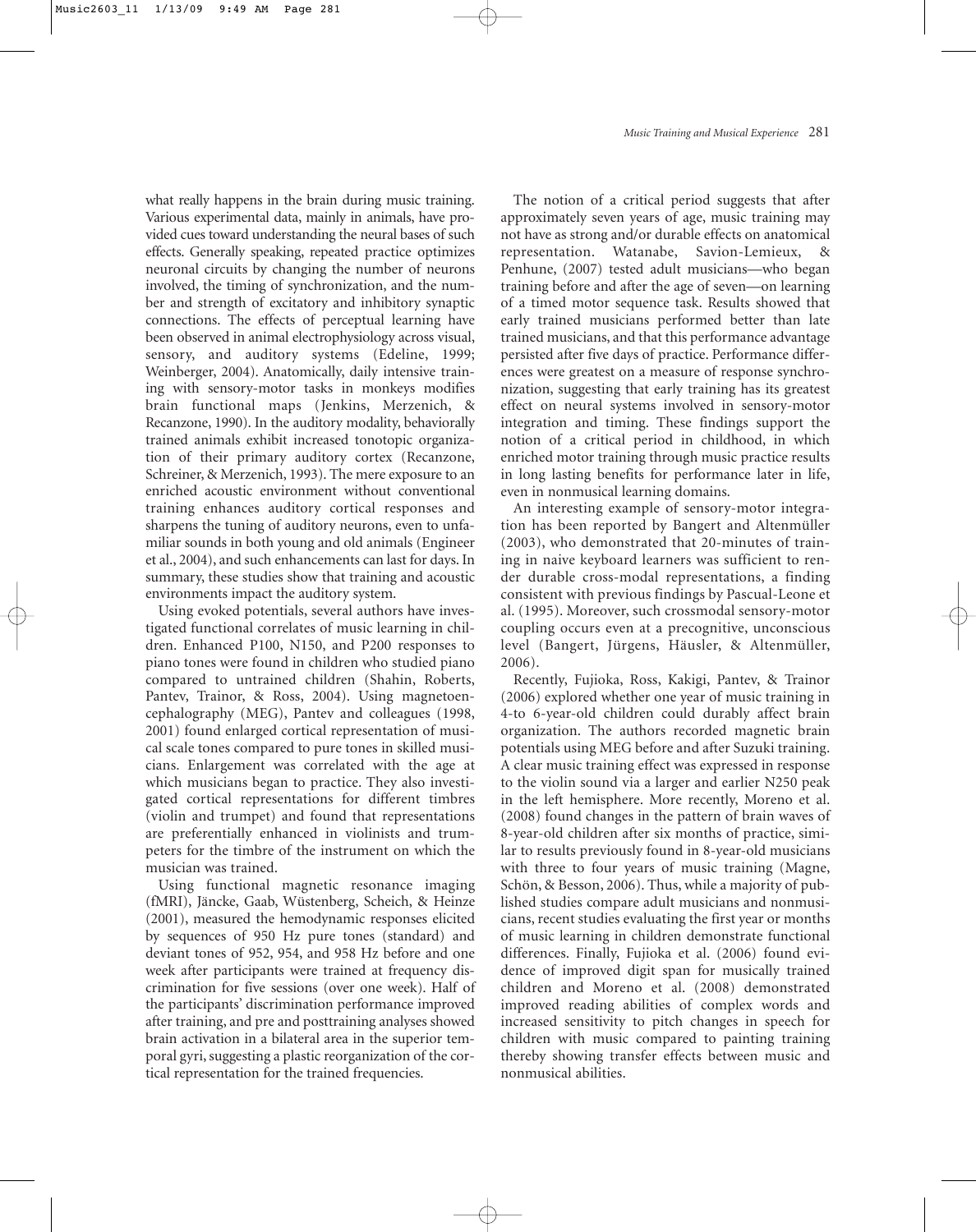what really happens in the brain during music training. Various experimental data, mainly in animals, have provided cues toward understanding the neural bases of such effects. Generally speaking, repeated practice optimizes neuronal circuits by changing the number of neurons involved, the timing of synchronization, and the number and strength of excitatory and inhibitory synaptic connections. The effects of perceptual learning have been observed in animal electrophysiology across visual, sensory, and auditory systems (Edeline, 1999; Weinberger, 2004). Anatomically, daily intensive training with sensory-motor tasks in monkeys modifies brain functional maps (Jenkins, Merzenich, & Recanzone, 1990). In the auditory modality, behaviorally trained animals exhibit increased tonotopic organization of their primary auditory cortex (Recanzone, Schreiner, & Merzenich, 1993). The mere exposure to an enriched acoustic environment without conventional training enhances auditory cortical responses and sharpens the tuning of auditory neurons, even to unfamiliar sounds in both young and old animals (Engineer et al., 2004), and such enhancements can last for days. In summary, these studies show that training and acoustic environments impact the auditory system.

Using evoked potentials, several authors have investigated functional correlates of music learning in children. Enhanced P100, N150, and P200 responses to piano tones were found in children who studied piano compared to untrained children (Shahin, Roberts, Pantev, Trainor, & Ross, 2004). Using magnetoencephalography (MEG), Pantev and colleagues (1998, 2001) found enlarged cortical representation of musical scale tones compared to pure tones in skilled musicians. Enlargement was correlated with the age at which musicians began to practice. They also investigated cortical representations for different timbres (violin and trumpet) and found that representations are preferentially enhanced in violinists and trumpeters for the timbre of the instrument on which the musician was trained.

Using functional magnetic resonance imaging (fMRI), Jäncke, Gaab, Wüstenberg, Scheich, & Heinze (2001), measured the hemodynamic responses elicited by sequences of 950 Hz pure tones (standard) and deviant tones of 952, 954, and 958 Hz before and one week after participants were trained at frequency discrimination for five sessions (over one week). Half of the participants' discrimination performance improved after training, and pre and posttraining analyses showed brain activation in a bilateral area in the superior temporal gyri, suggesting a plastic reorganization of the cortical representation for the trained frequencies.

The notion of a critical period suggests that after approximately seven years of age, music training may not have as strong and/or durable effects on anatomical representation. Watanabe, Savion-Lemieux, & Penhune, (2007) tested adult musicians—who began training before and after the age of seven—on learning of a timed motor sequence task. Results showed that early trained musicians performed better than late trained musicians, and that this performance advantage persisted after five days of practice. Performance differences were greatest on a measure of response synchronization, suggesting that early training has its greatest effect on neural systems involved in sensory-motor integration and timing. These findings support the notion of a critical period in childhood, in which enriched motor training through music practice results in long lasting benefits for performance later in life, even in nonmusical learning domains.

An interesting example of sensory-motor integration has been reported by Bangert and Altenmüller (2003), who demonstrated that 20-minutes of training in naive keyboard learners was sufficient to render durable cross-modal representations, a finding consistent with previous findings by Pascual-Leone et al. (1995). Moreover, such crossmodal sensory-motor coupling occurs even at a precognitive, unconscious level (Bangert, Jürgens, Häusler, & Altenmüller, 2006).

Recently, Fujioka, Ross, Kakigi, Pantev, & Trainor (2006) explored whether one year of music training in 4-to 6-year-old children could durably affect brain organization. The authors recorded magnetic brain potentials using MEG before and after Suzuki training. A clear music training effect was expressed in response to the violin sound via a larger and earlier N250 peak in the left hemisphere. More recently, Moreno et al. (2008) found changes in the pattern of brain waves of 8-year-old children after six months of practice, similar to results previously found in 8-year-old musicians with three to four years of music training (Magne, Schön, & Besson, 2006). Thus, while a majority of published studies compare adult musicians and nonmusicians, recent studies evaluating the first year or months of music learning in children demonstrate functional differences. Finally, Fujioka et al. (2006) found evidence of improved digit span for musically trained children and Moreno et al. (2008) demonstrated improved reading abilities of complex words and increased sensitivity to pitch changes in speech for children with music compared to painting training thereby showing transfer effects between music and nonmusical abilities.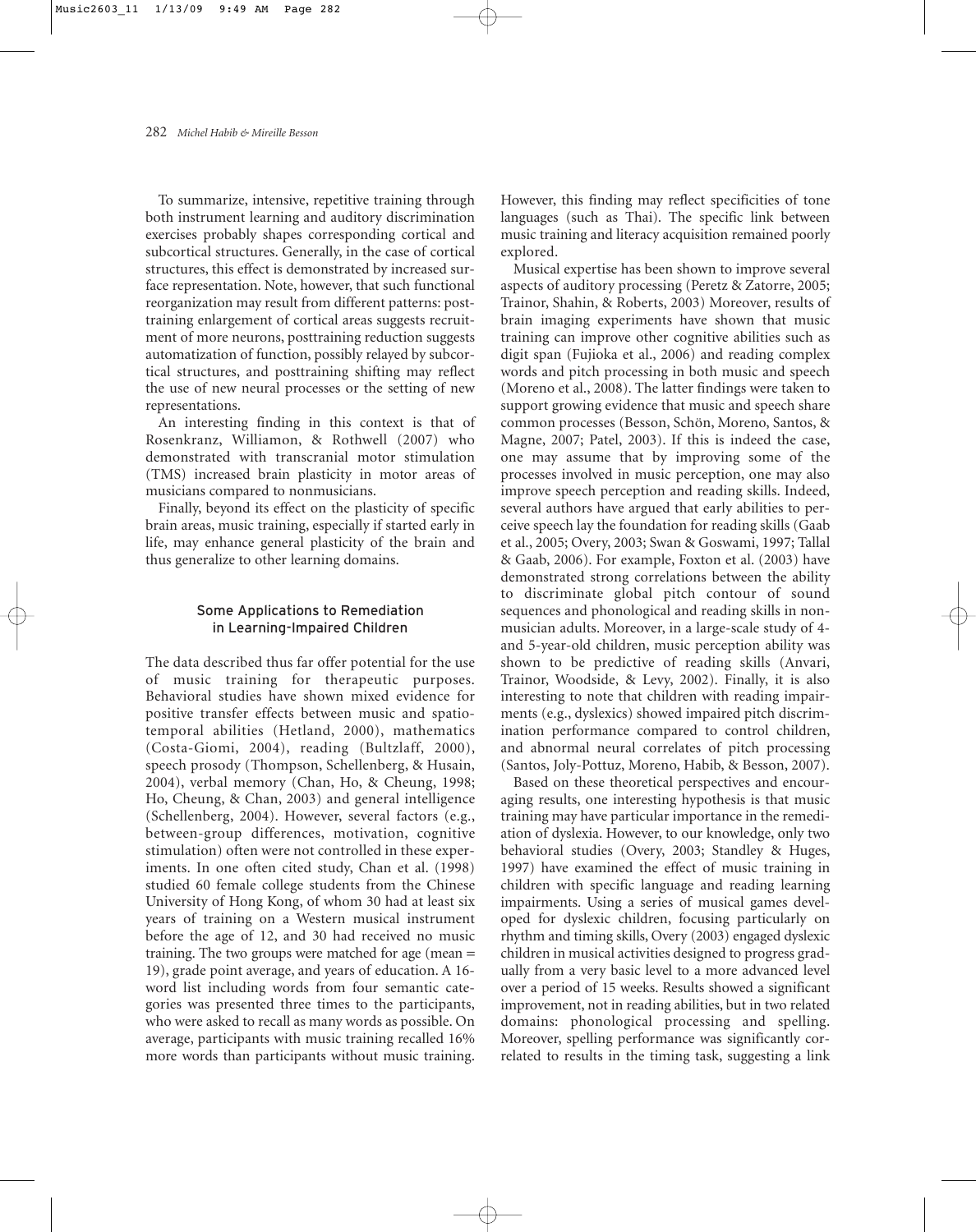To summarize, intensive, repetitive training through both instrument learning and auditory discrimination exercises probably shapes corresponding cortical and subcortical structures. Generally, in the case of cortical structures, this effect is demonstrated by increased surface representation. Note, however, that such functional reorganization may result from different patterns: posttraining enlargement of cortical areas suggests recruitment of more neurons, posttraining reduction suggests automatization of function, possibly relayed by subcortical structures, and posttraining shifting may reflect the use of new neural processes or the setting of new representations.

An interesting finding in this context is that of Rosenkranz, Williamon, & Rothwell (2007) who demonstrated with transcranial motor stimulation (TMS) increased brain plasticity in motor areas of musicians compared to nonmusicians.

Finally, beyond its effect on the plasticity of specific brain areas, music training, especially if started early in life, may enhance general plasticity of the brain and thus generalize to other learning domains.

## Some Applications to Remediation in Learning-Impaired Children

The data described thus far offer potential for the use of music training for therapeutic purposes. Behavioral studies have shown mixed evidence for positive transfer effects between music and spatiotemporal abilities (Hetland, 2000), mathematics (Costa-Giomi, 2004), reading (Bultzlaff, 2000), speech prosody (Thompson, Schellenberg, & Husain, 2004), verbal memory (Chan, Ho, & Cheung, 1998; Ho, Cheung, & Chan, 2003) and general intelligence (Schellenberg, 2004). However, several factors (e.g., between-group differences, motivation, cognitive stimulation) often were not controlled in these experiments. In one often cited study, Chan et al. (1998) studied 60 female college students from the Chinese University of Hong Kong, of whom 30 had at least six years of training on a Western musical instrument before the age of 12, and 30 had received no music training. The two groups were matched for age (mean = 19), grade point average, and years of education. A 16-word list including words from four semantic categories was presented three times to the participants, who were asked to recall as many words as possible. On average, participants with music training recalled 16% more words than participants without music training. However, this finding may reflect specificities of tone languages (such as Thai). The specific link between music training and literacy acquisition remained poorly explored.

Musical expertise has been shown to improve several aspects of auditory processing (Peretz & Zatorre, 2005; Trainor, Shahin, & Roberts, 2003) Moreover, results of brain imaging experiments have shown that music training can improve other cognitive abilities such as digit span (Fujioka et al., 2006) and reading complex words and pitch processing in both music and speech (Moreno et al., 2008). The latter findings were taken to support growing evidence that music and speech share common processes (Besson, Schön, Moreno, Santos, & Magne, 2007; Patel, 2003). If this is indeed the case, one may assume that by improving some of the processes involved in music perception, one may also improve speech perception and reading skills. Indeed, several authors have argued that early abilities to perceive speech lay the foundation for reading skills (Gaab et al., 2005; Overy, 2003; Swan & Goswami, 1997; Tallal & Gaab, 2006). For example, Foxton et al. (2003) have demonstrated strong correlations between the ability to discriminate global pitch contour of sound sequences and phonological and reading skills in nonmusician adults. Moreover, in a large-scale study of 4- and 5-year-old children, music perception ability was shown to be predictive of reading skills (Anvari, Trainor, Woodside, & Levy, 2002). Finally, it is also interesting to note that children with reading impairments (e.g., dyslexics) showed impaired pitch discrimination performance compared to control children, and abnormal neural correlates of pitch processing (Santos, Joly-Pottuz, Moreno, Habib, & Besson, 2007).

Based on these theoretical perspectives and encouraging results, one interesting hypothesis is that music training may have particular importance in the remediation of dyslexia. However, to our knowledge, only two behavioral studies (Overy, 2003; Standley & Huges, 1997) have examined the effect of music training in children with specific language and reading learning impairments. Using a series of musical games developed for dyslexic children, focusing particularly on rhythm and timing skills, Overy (2003) engaged dyslexic children in musical activities designed to progress gradually from a very basic level to a more advanced level over a period of 15 weeks. Results showed a significant improvement, not in reading abilities, but in two related domains: phonological processing and spelling. Moreover, spelling performance was significantly correlated to results in the timing task, suggesting a link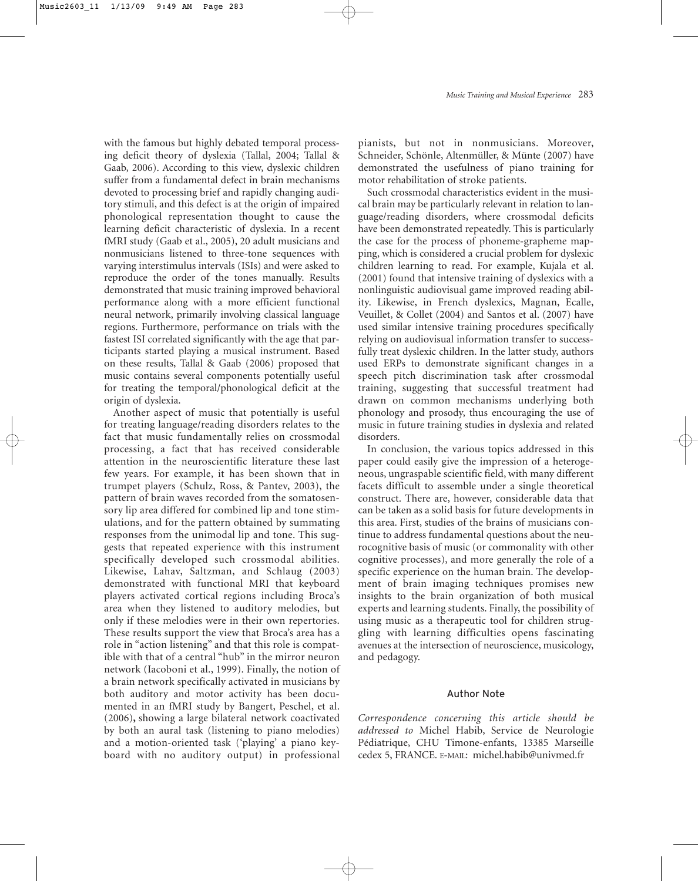with the famous but highly debated temporal processing deficit theory of dyslexia (Tallal, 2004; Tallal & Gaab, 2006). According to this view, dyslexic children suffer from a fundamental defect in brain mechanisms devoted to processing brief and rapidly changing auditory stimuli, and this defect is at the origin of impaired phonological representation thought to cause the learning deficit characteristic of dyslexia. In a recent fMRI study (Gaab et al., 2005), 20 adult musicians and nonmusicians listened to three-tone sequences with varying interstimulus intervals (ISIs) and were asked to reproduce the order of the tones manually. Results demonstrated that music training improved behavioral performance along with a more efficient functional neural network, primarily involving classical language regions. Furthermore, performance on trials with the fastest ISI correlated significantly with the age that participants started playing a musical instrument. Based on these results, Tallal & Gaab (2006) proposed that music contains several components potentially useful for treating the temporal/phonological deficit at the origin of dyslexia.

Another aspect of music that potentially is useful for treating language/reading disorders relates to the fact that music fundamentally relies on crossmodal processing, a fact that has received considerable attention in the neuroscientific literature these last few years. For example, it has been shown that in trumpet players (Schulz, Ross, & Pantev, 2003), the pattern of brain waves recorded from the somatosensory lip area differed for combined lip and tone stimulations, and for the pattern obtained by summating responses from the unimodal lip and tone. This suggests that repeated experience with this instrument specifically developed such crossmodal abilities. Likewise, Lahav, Saltzman, and Schlaug (2003) demonstrated with functional MRI that keyboard players activated cortical regions including Broca's area when they listened to auditory melodies, but only if these melodies were in their own repertories. These results support the view that Broca's area has a role in "action listening" and that this role is compatible with that of a central "hub" in the mirror neuron network (Iacoboni et al., 1999). Finally, the notion of a brain network specifically activated in musicians by both auditory and motor activity has been documented in an fMRI study by Bangert, Peschel, et al. (2006), showing a large bilateral network coactivated by both an aural task (listening to piano melodies) and a motion-oriented task ('playing' a piano keyboard with no auditory output) in professional pianists, but not in nonmusicians. Moreover, Schneider, Schönle, Altenmüller, & Münte (2007) have demonstrated the usefulness of piano training for motor rehabilitation of stroke patients.

Such crossmodal characteristics evident in the musical brain may be particularly relevant in relation to language/reading disorders, where crossmodal deficits have been demonstrated repeatedly. This is particularly the case for the process of phoneme-grapheme mapping, which is considered a crucial problem for dyslexic children learning to read. For example, Kujala et al. (2001) found that intensive training of dyslexics with a nonlinguistic audiovisual game improved reading ability. Likewise, in French dyslexics, Magnan, Ecalle, Veuillet, & Collet (2004) and Santos et al. (2007) have used similar intensive training procedures specifically relying on audiovisual information transfer to successfully treat dyslexic children. In the latter study, authors used ERPs to demonstrate significant changes in a speech pitch discrimination task after crossmodal training, suggesting that successful treatment had drawn on common mechanisms underlying both phonology and prosody, thus encouraging the use of music in future training studies in dyslexia and related disorders.

In conclusion, the various topics addressed in this paper could easily give the impression of a heterogeneous, ungraspable scientific field, with many different facets difficult to assemble under a single theoretical construct. There are, however, considerable data that can be taken as a solid basis for future developments in this area. First, studies of the brains of musicians continue to address fundamental questions about the neurocognitive basis of music (or commonality with other cognitive processes), and more generally the role of a specific experience on the human brain. The development of brain imaging techniques promises new insights to the brain organization of both musical experts and learning students. Finally, the possibility of using music as a therapeutic tool for children struggling with learning difficulties opens fascinating avenues at the intersection of neuroscience, musicology, and pedagogy.

## Author Note

*Correspondence concerning this article should be addressed to* Michel Habib, Service de Neurologie Pédiatrique, CHU Timone-enfants, 13385 Marseille cedex 5, FRANCE. E-MAIL: michel.habib@univmed.fr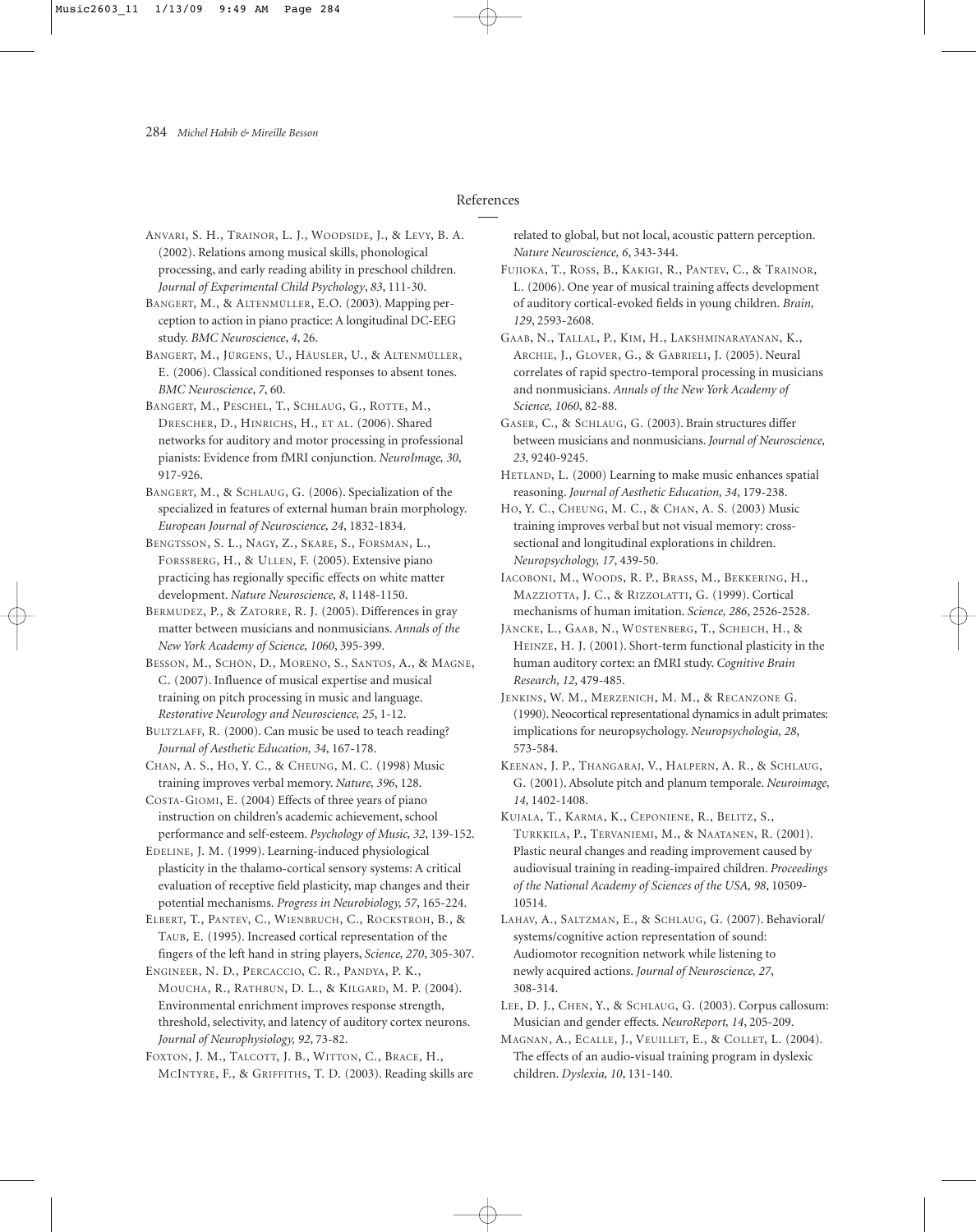## References

ANVARI, S. H., TRAINOR, L. J., WOODSIDE, J., & LEVY, B. A. (2002). Relations among musical skills, phonological processing, and early reading ability in preschool children. *Journal of Experimental Child Psychology*, *83*, 111-30.

BANGERT, M., & ALTENMÜLLER, E.O. (2003). Mapping perception to action in piano practice: A longitudinal DC-EEG study. *BMC Neuroscience*, *4*, 26.

BANGERT, M., JÜRGENS, U., HÄUSLER, U., & ALTENMÜLLER, E. (2006). Classical conditioned responses to absent tones. *BMC Neuroscience*, *7*, 60.

BANGERT, M., PESCHEL, T., SCHLAUG, G., ROTTE, M., DRESCHER, D., HINRICHS, H., ET AL. (2006). Shared networks for auditory and motor processing in professional pianists: Evidence from fMRI conjunction. *NeuroImage, 30*, 917-926.

BANGERT, M., & SCHLAUG, G. (2006). Specialization of the specialized in features of external human brain morphology. *European Journal of Neuroscience, 24*, 1832-1834.

BENGTSSON, S. L., NAGY, Z., SKARE, S., FORSMAN, L., FORSSBERG, H., & ULLEN, F. (2005). Extensive piano practicing has regionally specific effects on white matter development. *Nature Neuroscience, 8*, 1148-1150.

BERMUDEZ, P., & ZATORRE, R. J. (2005). Differences in gray matter between musicians and nonmusicians. *Annals of the New York Academy of Science, 1060*, 395-399.

BESSON, M., SCHÖN, D., MORENO, S., SANTOS, A., & MAGNE, C. (2007). Influence of musical expertise and musical training on pitch processing in music and language. *Restorative Neurology and Neuroscience, 25*, 1-12.

BULTZLAFF, R. (2000). Can music be used to teach reading? *Journal of Aesthetic Education, 34*, 167-178.

CHAN, A. S., HO, Y. C., & CHEUNG, M. C. (1998) Music training improves verbal memory. *Nature, 396*, 128.

COSTA-GIOMI, E. (2004) Effects of three years of piano instruction on children's academic achievement, school performance and self-esteem. *Psychology of Music, 32*, 139-152.

EDELINE, J. M. (1999). Learning-induced physiological plasticity in the thalamo-cortical sensory systems: A critical evaluation of receptive field plasticity, map changes and their potential mechanisms. *Progress in Neurobiology, 57*, 165-224.

ELBERT, T., PANTEV, C., WIENBRUCH, C., ROCKSTROH, B., & TAUB, E. (1995). Increased cortical representation of the fingers of the left hand in string players, *Science, 270*, 305-307.

ENGINEER, N. D., PERCACCIO, C. R., PANDYA, P. K., MOUCHA, R., RATHBUN, D. L., & KILGARD, M. P. (2004). Environmental enrichment improves response strength, threshold, selectivity, and latency of auditory cortex neurons. *Journal of Neurophysiology, 92*, 73-82.

FOXTON, J. M., TALCOTT, J. B., WITTON, C., BRACE, H., MCINTYRE, F., & GRIFFITHS, T. D. (2003). Reading skills are related to global, but not local, acoustic pattern perception. *Nature Neuroscience, 6*, 343-344.

FUJIOKA, T., ROSS, B., KAKIGI, R., PANTEV, C., & TRAINOR, L. (2006). One year of musical training affects development of auditory cortical-evoked fields in young children. *Brain, 129*, 2593-2608.

GAAB, N., TALLAL, P., KIM, H., LAKSHMINARAYANAN, K., ARCHIE, J., GLOVER, G., & GABRIELI, J. (2005). Neural correlates of rapid spectro-temporal processing in musicians and nonmusicians. *Annals of the New York Academy of Science, 1060*, 82-88.

GASER, C., & SCHLAUG, G. (2003). Brain structures differ between musicians and nonmusicians. *Journal of Neuroscience, 23*, 9240-9245.

HETLAND, L. (2000) Learning to make music enhances spatial reasoning. *Journal of Aesthetic Education, 34*, 179-238.

HO, Y. C., CHEUNG, M. C., & CHAN, A. S. (2003) Music training improves verbal but not visual memory: cross-sectional and longitudinal explorations in children. *Neuropsychology, 17*, 439-50.

IACOBONI, M., WOODS, R. P., BRASS, M., BEKKERING, H., MAZZIOTTA, J. C., & RIZZOLATTI, G. (1999). Cortical mechanisms of human imitation. *Science, 286*, 2526-2528.

JÄNCKE, L., GAAB, N., WÜSTENBERG, T., SCHEICH, H., & HEINZE, H. J. (2001). Short-term functional plasticity in the human auditory cortex: an fMRI study. *Cognitive Brain Research, 12*, 479-485.

JENKINS, W. M., MERZENICH, M. M., & RECANZONE G. (1990). Neocortical representational dynamics in adult primates: implications for neuropsychology. *Neuropsychologia, 28*, 573-584.

KEENAN, J. P., THANGARAJ, V., HALPERN, A. R., & SCHLAUG, G. (2001). Absolute pitch and planum temporale. *Neuroimage, 14*, 1402-1408.

KUJALA, T., KARMA, K., CEPONIENE, R., BELITZ, S., TURKKILA, P., TERVANIEMI, M., & NAATANEN, R. (2001). Plastic neural changes and reading improvement caused by audiovisual training in reading-impaired children. *Proceedings of the National Academy of Sciences of the USA, 98*, 10509-10514.

LAHAV, A., SALTZMAN, E., & SCHLAUG, G. (2007). Behavioral/systems/cognitive action representation of sound: Audiomotor recognition network while listening to newly acquired actions. *Journal of Neuroscience, 27*, 308-314.

LEE, D. J., CHEN, Y., & SCHLAUG, G. (2003). Corpus callosum: Musician and gender effects. *NeuroReport, 14*, 205-209.

MAGNAN, A., ECALLE, J., VEUILLET, E., & COLLET, L. (2004). The effects of an audio-visual training program in dyslexic children. *Dyslexia, 10*, 131-140.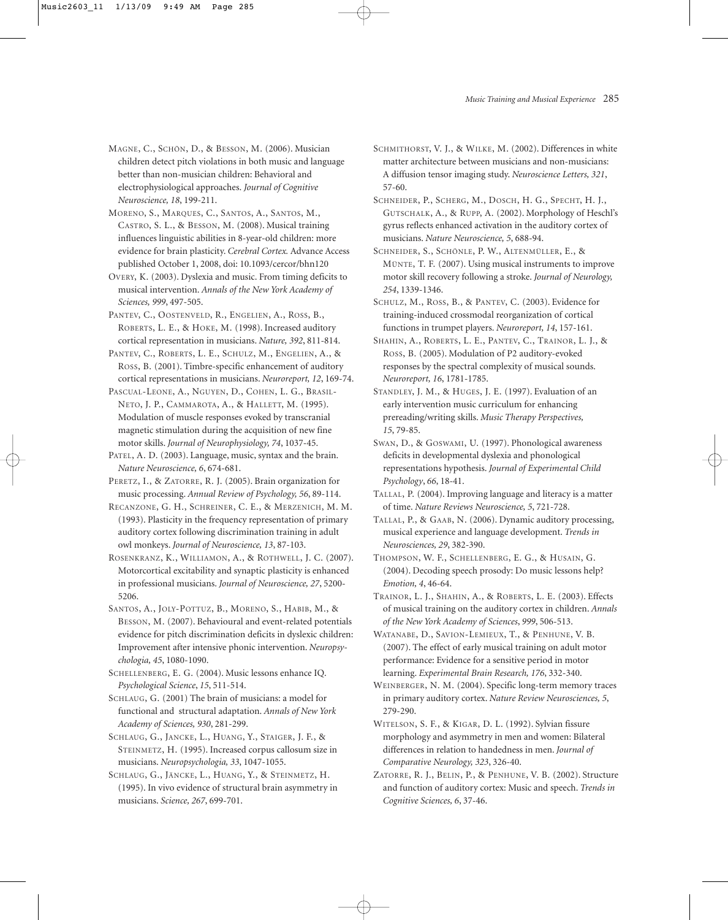MAGNE, C., SCHÖN, D., & BESSON, M. (2006). Musician children detect pitch violations in both music and language better than non-musician children: Behavioral and electrophysiological approaches. *Journal of Cognitive Neuroscience, 18*, 199-211.

MORENO, S., MARQUES, C., SANTOS, A., SANTOS, M., CASTRO, S. L., & BESSON, M. (2008). Musical training influences linguistic abilities in 8-year-old children: more evidence for brain plasticity. *Cerebral Cortex.* Advance Access published October 1, 2008, doi: 10.1093/cercor/bhn120

OVERY, K. (2003). Dyslexia and music. From timing deficits to musical intervention. *Annals of the New York Academy of Sciences, 999*, 497-505.

PANTEV, C., OOSTENVELD, R., ENGELIEN, A., ROSS, B., ROBERTS, L. E., & HOKE, M. (1998). Increased auditory cortical representation in musicians. *Nature, 392*, 811-814.

PANTEV, C., ROBERTS, L. E., SCHULZ, M., ENGELIEN, A., & ROSS, B. (2001). Timbre-specific enhancement of auditory cortical representations in musicians. *Neuroreport, 12*, 169-74.

PASCUAL-LEONE, A., NGUYEN, D., COHEN, L. G., BRASIL-NETO, J. P., CAMMAROTA, A., & HALLETT, M. (1995). Modulation of muscle responses evoked by transcranial magnetic stimulation during the acquisition of new fine motor skills. *Journal of Neurophysiology, 74*, 1037-45.

PATEL, A. D. (2003). Language, music, syntax and the brain. *Nature Neuroscience, 6*, 674-681.

PERETZ, I., & ZATORRE, R. J. (2005). Brain organization for music processing. *Annual Review of Psychology, 56*, 89-114.

RECANZONE, G. H., SCHREINER, C. E., & MERZENICH, M. M. (1993). Plasticity in the frequency representation of primary auditory cortex following discrimination training in adult owl monkeys. *Journal of Neuroscience, 13*, 87-103.

ROSENKRANZ, K., WILLIAMON, A., & ROTHWELL, J. C. (2007). Motorcortical excitability and synaptic plasticity is enhanced in professional musicians. *Journal of Neuroscience, 27*, 5200-5206.

SANTOS, A., JOLY-POTTUZ, B., MORENO, S., HABIB, M., & BESSON, M. (2007). Behavioural and event-related potentials evidence for pitch discrimination deficits in dyslexic children: Improvement after intensive phonic intervention. *Neuropsychologia, 45*, 1080-1090.

SCHELLENBERG, E. G. (2004). Music lessons enhance IQ. *Psychological Science*, *15*, 511-514.

SCHLAUG, G. (2001) The brain of musicians: a model for functional and structural adaptation. *Annals of New York Academy of Sciences, 930*, 281-299.

SCHLAUG, G., JANCKE, L., HUANG, Y., STAIGER, J. F., & STEINMETZ, H. (1995). Increased corpus callosum size in musicians. *Neuropsychologia, 33*, 1047-1055.

SCHLAUG, G., JÄNCKE, L., HUANG, Y., & STEINMETZ, H. (1995). In vivo evidence of structural brain asymmetry in musicians. *Science, 267*, 699-701.

SCHMITHORST, V. J., & WILKE, M. (2002). Differences in white matter architecture between musicians and non-musicians: A diffusion tensor imaging study. *Neuroscience Letters, 321*, 57-60.

SCHNEIDER, P., SCHERG, M., DOSCH, H. G., SPECHT, H. J., GUTSCHALK, A., & RUPP, A. (2002). Morphology of Heschl's gyrus reflects enhanced activation in the auditory cortex of musicians. *Nature Neuroscience, 5*, 688-94.

SCHNEIDER, S., SCHÖNLE, P. W., ALTENMÜLLER, E., & MÜNTE, T. F. (2007). Using musical instruments to improve motor skill recovery following a stroke. *Journal of Neurology, 254*, 1339-1346.

SCHULZ, M., ROSS, B., & PANTEV, C. (2003). Evidence for training-induced crossmodal reorganization of cortical functions in trumpet players. *Neuroreport, 14*, 157-161.

SHAHIN, A., ROBERTS, L. E., PANTEV, C., TRAINOR, L. J., & ROSS, B. (2005). Modulation of P2 auditory-evoked responses by the spectral complexity of musical sounds. *Neuroreport, 16*, 1781-1785.

STANDLEY, J. M., & HUGES, J. E. (1997). Evaluation of an early intervention music curriculum for enhancing prereading/writing skills. *Music Therapy Perspectives, 15*, 79-85.

SWAN, D., & GOSWAMI, U. (1997). Phonological awareness deficits in developmental dyslexia and phonological representations hypothesis. *Journal of Experimental Child Psychology*, *66*, 18-41.

TALLAL, P. (2004). Improving language and literacy is a matter of time. *Nature Reviews Neuroscience, 5*, 721-728.

TALLAL, P., & GAAB, N. (2006). Dynamic auditory processing, musical experience and language development. *Trends in Neurosciences, 29*, 382-390.

THOMPSON, W. F., SCHELLENBERG, E. G., & HUSAIN, G. (2004). Decoding speech prosody: Do music lessons help? *Emotion, 4*, 46-64.

TRAINOR, L. J., SHAHIN, A., & ROBERTS, L. E. (2003). Effects of musical training on the auditory cortex in children. *Annals of the New York Academy of Sciences*, *999*, 506-513.

WATANABE, D., SAVION-LEMIEUX, T., & PENHUNE, V. B. (2007). The effect of early musical training on adult motor performance: Evidence for a sensitive period in motor learning. *Experimental Brain Research, 176*, 332-340.

WEINBERGER, N. M. (2004). Specific long-term memory traces in primary auditory cortex. *Nature Review Neurosciences, 5*, 279-290.

WITELSON, S. F., & KIGAR, D. L. (1992). Sylvian fissure morphology and asymmetry in men and women: Bilateral differences in relation to handedness in men. *Journal of Comparative Neurology, 323*, 326-40.

ZATORRE, R. J., BELIN, P., & PENHUNE, V. B. (2002). Structure and function of auditory cortex: Music and speech. *Trends in Cognitive Sciences, 6*, 37-46.